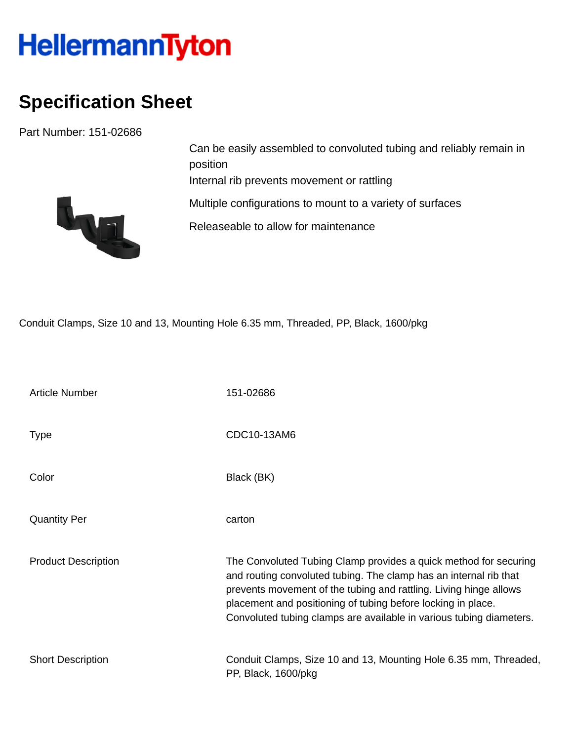# HellermannTyton

## Specification Sheet

Part Number: 151-02686

Can be easily assembled to convoluted tubing and reliably remain in position

Internal rib prevents movement or rattling

Multiple configurations to mount to a variety of surfaces

Releaseable to allow for maintenance

Conduit Clamps, Size 10 and 13, Mounting Hole 6.35 mm, Threaded, PP, Black, 1600/pkg

| | |
|---|---|
| Article Number | 151-02686 |
| Type | CDC10-13AM6 |
| Color | Black (BK) |
| Quantity Per | carton |
| Product Description | The Convoluted Tubing Clamp provides a quick method for securing and routing convoluted tubing. The clamp has an internal rib that prevents movement of the tubing and rattling. Living hinge allows placement and positioning of tubing before locking in place. Convoluted tubing clamps are available in various tubing diameters. |
| Short Description | Conduit Clamps, Size 10 and 13, Mounting Hole 6.35 mm, Threaded, PP, Black, 1600/pkg |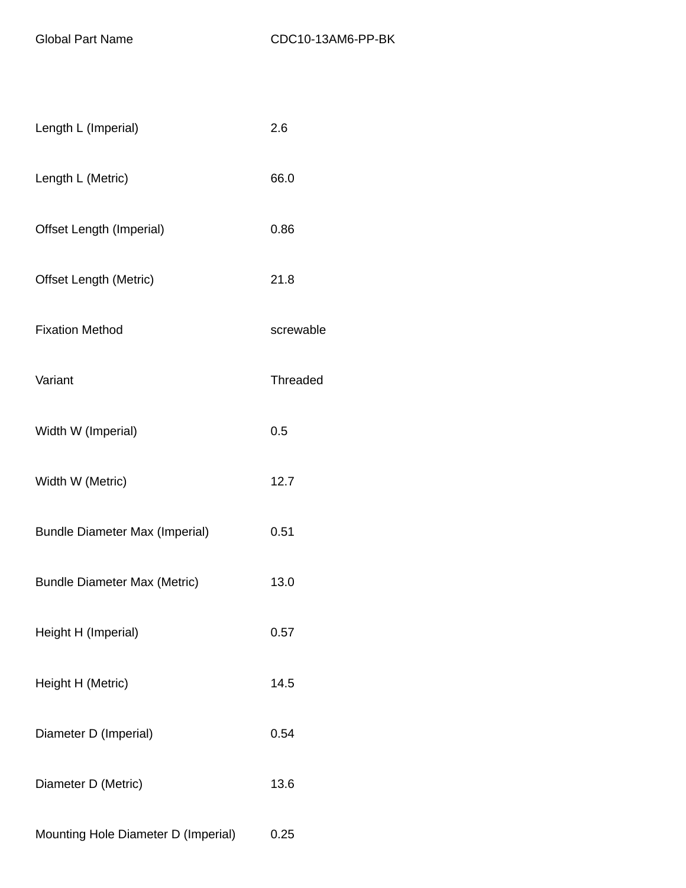| Global Part Name | CDC10-13AM6-PP-BK |
| --- | --- |
| Length L (Imperial) | 2.6 |
| Length L (Metric) | 66.0 |
| Offset Length (Imperial) | 0.86 |
| Offset Length (Metric) | 21.8 |
| Fixation Method | screwable |
| Variant | Threaded |
| Width W (Imperial) | 0.5 |
| Width W (Metric) | 12.7 |
| Bundle Diameter Max (Imperial) | 0.51 |
| Bundle Diameter Max (Metric) | 13.0 |
| Height H (Imperial) | 0.57 |
| Height H (Metric) | 14.5 |
| Diameter D (Imperial) | 0.54 |
| Diameter D (Metric) | 13.6 |
| Mounting Hole Diameter D (Imperial) | 0.25 |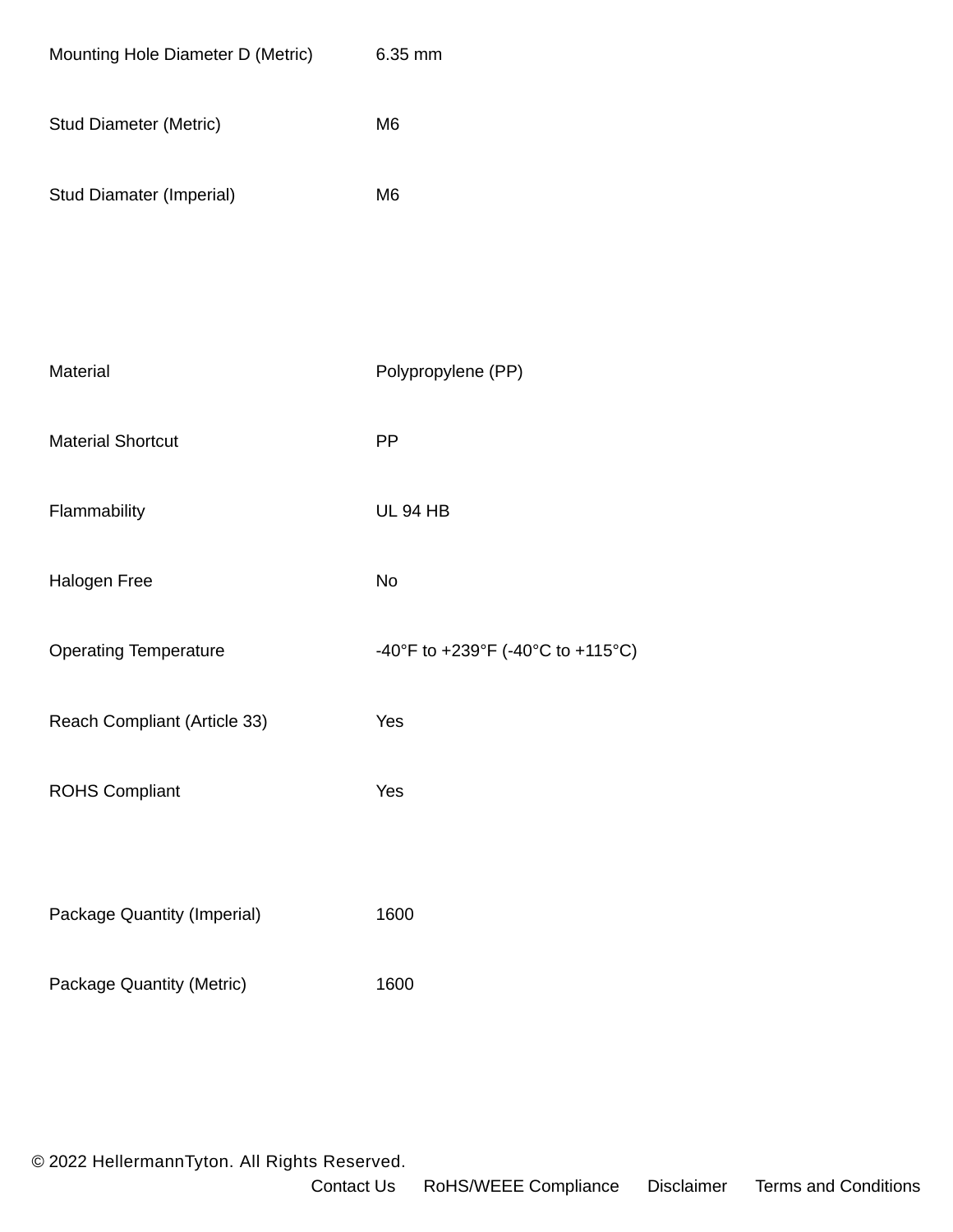| | |
|---|---|
| Mounting Hole Diameter D (Metric) | 6.35 mm |
| Stud Diameter (Metric) | M6 |
| Stud Diamater (Imperial) | M6 |

| | |
|---|---|
| Material | Polypropylene (PP) |
| Material Shortcut | PP |
| Flammability | UL 94 HB |
| Halogen Free | No |
| Operating Temperature | -40°F to +239°F (-40°C to +115°C) |
| Reach Compliant (Article 33) | Yes |
| ROHS Compliant | Yes |

| | |
|---|---|
| Package Quantity (Imperial) | 1600 |
| Package Quantity (Metric) | 1600 |

© 2022 HellermannTyton. All Rights Reserved.

Contact Us RoHS/WEEE Compliance Disclaimer Terms and Conditions